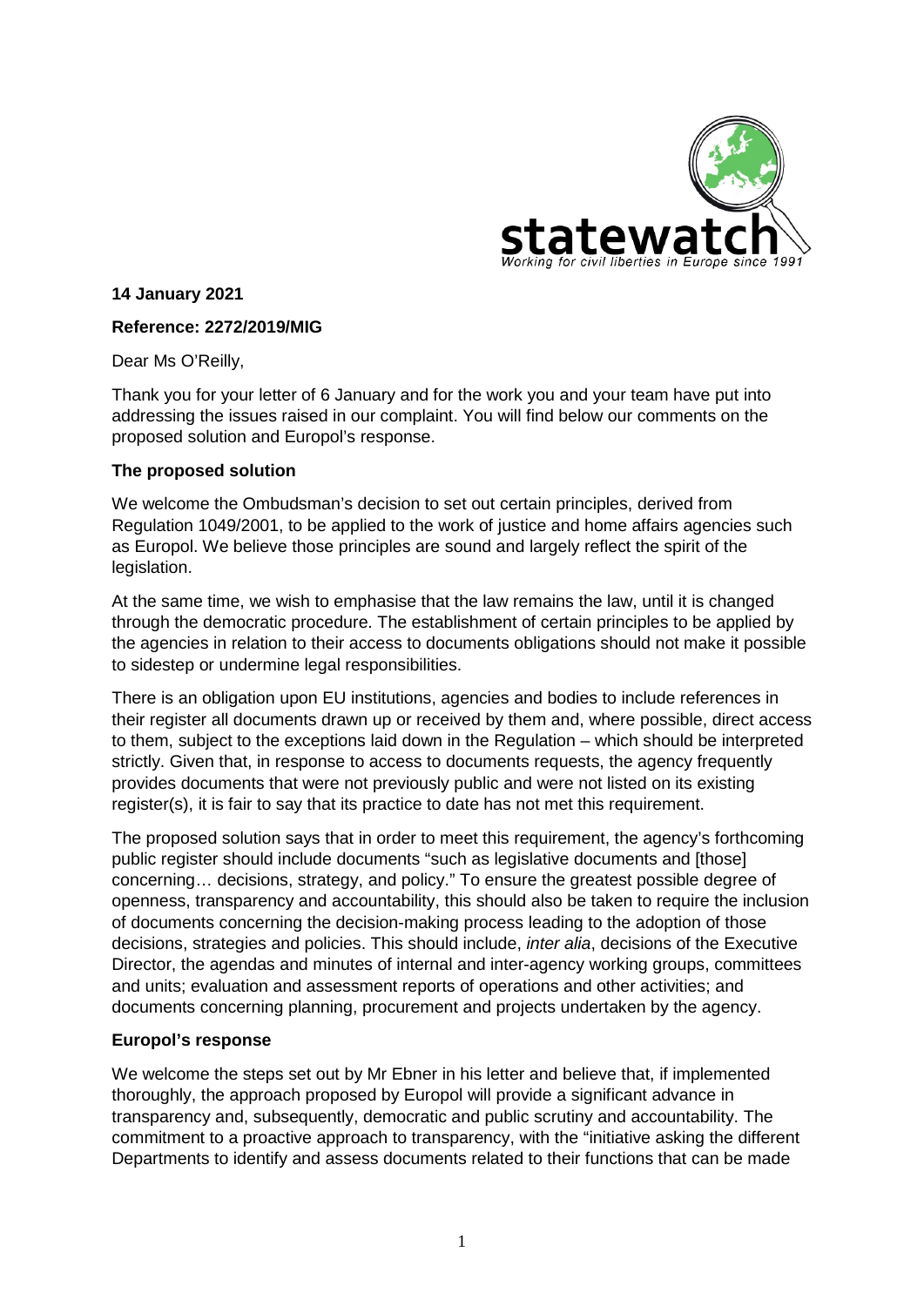**14 January 2021**

**Reference: 2272/2019/MIG**

Dear Ms O'Reilly,

Thank you for your letter of 6 January and for the work you and your team have put into addressing the issues raised in our complaint. You will find below our comments on the proposed solution and Europol's response.

**The proposed solution**

We welcome the Ombudsman's decision to set out certain principles, derived from Regulation 1049/2001, to be applied to the work of justice and home affairs agencies such as Europol. We believe those principles are sound and largely reflect the spirit of the legislation.

At the same time, we wish to emphasise that the law remains the law, until it is changed through the democratic procedure. The establishment of certain principles to be applied by the agencies in relation to their access to documents obligations should not make it possible to sidestep or undermine legal responsibilities.

There is an obligation upon EU institutions, agencies and bodies to include references in their register all documents drawn up or received by them and, where possible, direct access to them, subject to the exceptions laid down in the Regulation – which should be interpreted strictly. Given that, in response to access to documents requests, the agency frequently provides documents that were not previously public and were not listed on its existing register(s), it is fair to say that its practice to date has not met this requirement.

The proposed solution says that in order to meet this requirement, the agency's forthcoming public register should include documents "such as legislative documents and [those] concerning… decisions, strategy, and policy." To ensure the greatest possible degree of openness, transparency and accountability, this should also be taken to require the inclusion of documents concerning the decision-making process leading to the adoption of those decisions, strategies and policies. This should include, *inter alia*, decisions of the Executive Director, the agendas and minutes of internal and inter-agency working groups, committees and units; evaluation and assessment reports of operations and other activities; and documents concerning planning, procurement and projects undertaken by the agency.

**Europol's response**

We welcome the steps set out by Mr Ebner in his letter and believe that, if implemented thoroughly, the approach proposed by Europol will provide a significant advance in transparency and, subsequently, democratic and public scrutiny and accountability. The commitment to a proactive approach to transparency, with the "initiative asking the different Departments to identify and assess documents related to their functions that can be made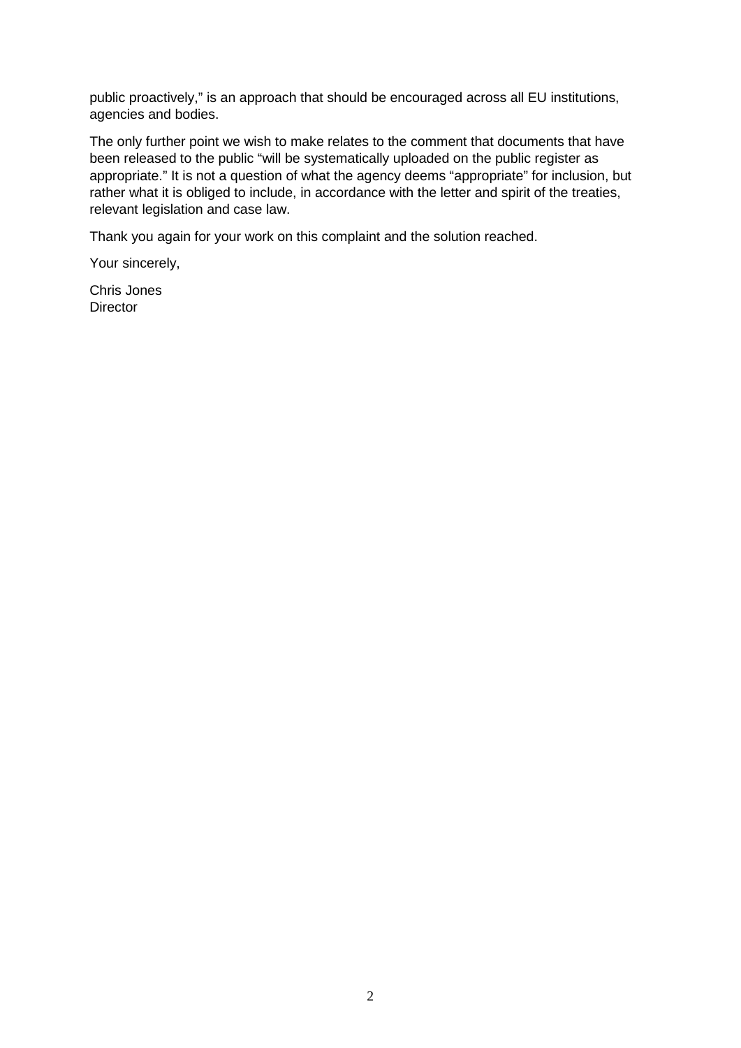public proactively," is an approach that should be encouraged across all EU institutions, agencies and bodies.

The only further point we wish to make relates to the comment that documents that have been released to the public "will be systematically uploaded on the public register as appropriate." It is not a question of what the agency deems "appropriate" for inclusion, but rather what it is obliged to include, in accordance with the letter and spirit of the treaties, relevant legislation and case law.

Thank you again for your work on this complaint and the solution reached.

Your sincerely,

Chris Jones
Director